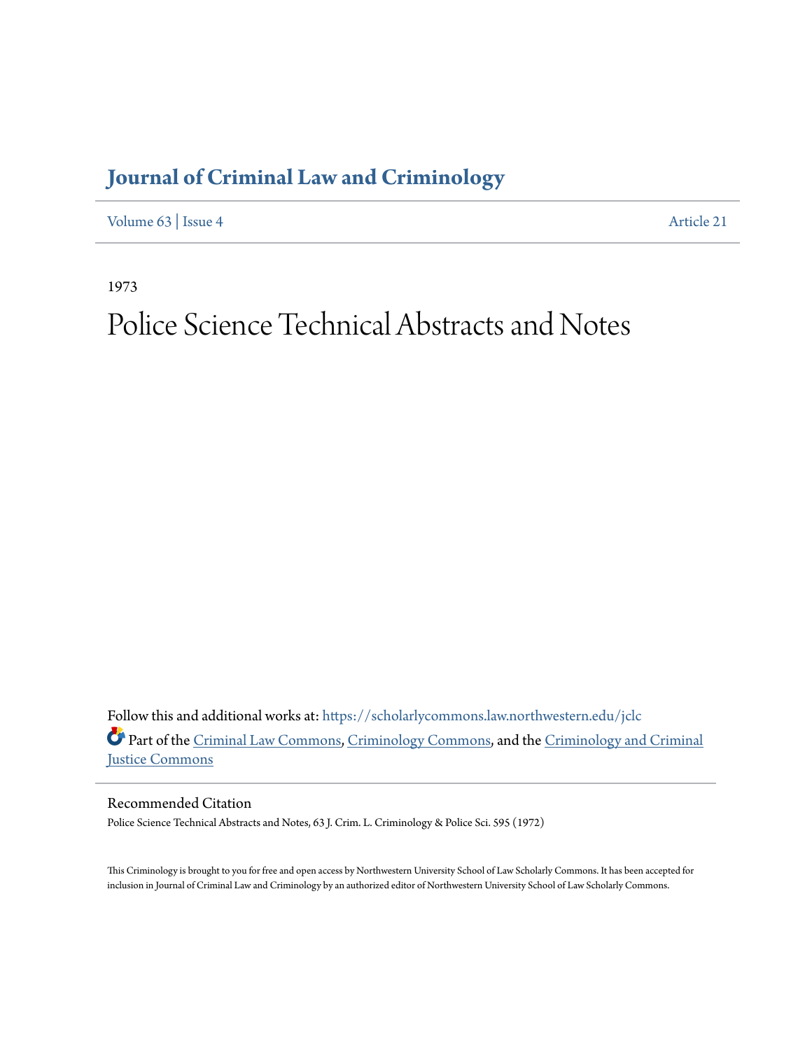# Journal of Criminal Law and Criminology

Volume 63 | Issue 4 Article 21

1973

# Police Science Technical Abstracts and Notes

Follow this and additional works at: https://scholarlycommons.law.northwestern.edu/jclc

Part of the Criminal Law Commons, Criminology Commons, and the Criminology and Criminal Justice Commons

## Recommended Citation

Police Science Technical Abstracts and Notes, 63 J. Crim. L. Criminology & Police Sci. 595 (1972)

This Criminology is brought to you for free and open access by Northwestern University School of Law Scholarly Commons. It has been accepted for inclusion in Journal of Criminal Law and Criminology by an authorized editor of Northwestern University School of Law Scholarly Commons.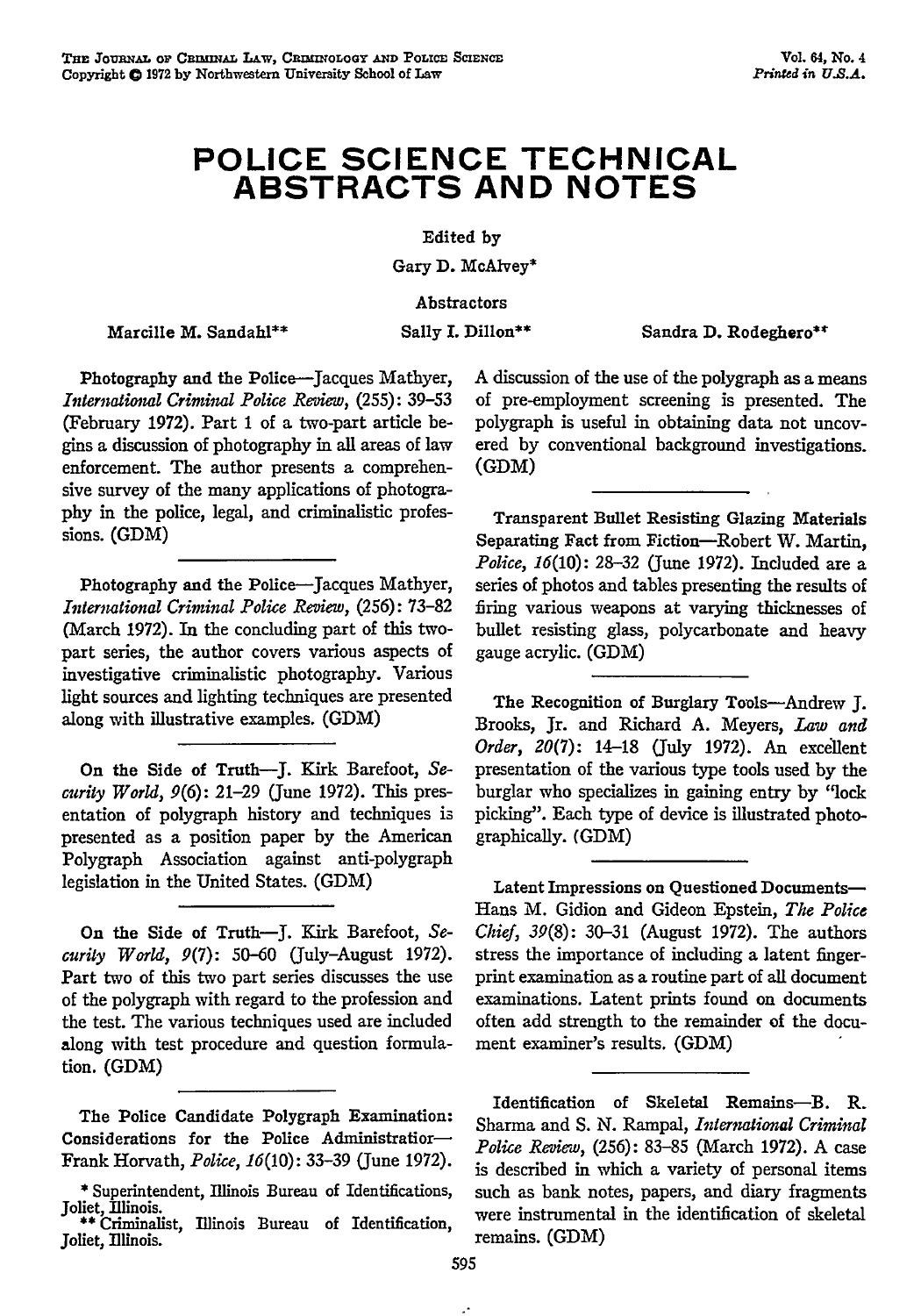# POLICE SCIENCE TECHNICAL ABSTRACTS AND NOTES

Edited by

Gary D. McAlvey*

Abstractors

Marcille M. Sandahl** Sally I. Dillon** Sandra D. Rodeghero**

Photography and the Police—Jacques Mathyer, *International Criminal Police Review*, (255): 39–53 (February 1972). Part 1 of a two-part article begins a discussion of photography in all areas of law enforcement. The author presents a comprehensive survey of the many applications of photography in the police, legal, and criminalistic professions. (GDM)

Photography and the Police—Jacques Mathyer, *International Criminal Police Review*, (256): 73–82 (March 1972). In the concluding part of this two-part series, the author covers various aspects of investigative criminalistic photography. Various light sources and lighting techniques are presented along with illustrative examples. (GDM)

On the Side of Truth—J. Kirk Barefoot, *Security World*, *9*(6): 21–29 (June 1972). This presentation of polygraph history and techniques is presented as a position paper by the American Polygraph Association against anti-polygraph legislation in the United States. (GDM)

On the Side of Truth—J. Kirk Barefoot, *Security World*, *9*(7): 50–60 (July–August 1972). Part two of this two part series discusses the use of the polygraph with regard to the profession and the test. The various techniques used are included along with test procedure and question formulation. (GDM)

The Police Candidate Polygraph Examination: Considerations for the Police Administratior—Frank Horvath, *Police*, *16*(10): 33–39 (June 1972). A discussion of the use of the polygraph as a means of pre-employment screening is presented. The polygraph is useful in obtaining data not uncovered by conventional background investigations. (GDM)

Transparent Bullet Resisting Glazing Materials Separating Fact from Fiction—Robert W. Martin, *Police*, *16*(10): 28–32 (June 1972). Included are a series of photos and tables presenting the results of firing various weapons at varying thicknesses of bullet resisting glass, polycarbonate and heavy gauge acrylic. (GDM)

The Recognition of Burglary Tools—Andrew J. Brooks, Jr. and Richard A. Meyers, *Law and Order*, *20*(7): 14–18 (July 1972). An excellent presentation of the various type tools used by the burglar who specializes in gaining entry by "lock picking". Each type of device is illustrated photographically. (GDM)

Latent Impressions on Questioned Documents—Hans M. Gidion and Gideon Epstein, *The Police Chief*, *39*(8): 30–31 (August 1972). The authors stress the importance of including a latent fingerprint examination as a routine part of all document examinations. Latent prints found on documents often add strength to the remainder of the document examiner's results. (GDM)

Identification of Skeletal Remains—B. R. Sharma and S. N. Rampal, *International Criminal Police Review*, (256): 83–85 (March 1972). A case is described in which a variety of personal items such as bank notes, papers, and diary fragments were instrumental in the identification of skeletal remains. (GDM)

\* Superintendent, Illinois Bureau of Identifications, Joliet, Illinois.

\*\* Criminalist, Illinois Bureau of Identification, Joliet, Illinois.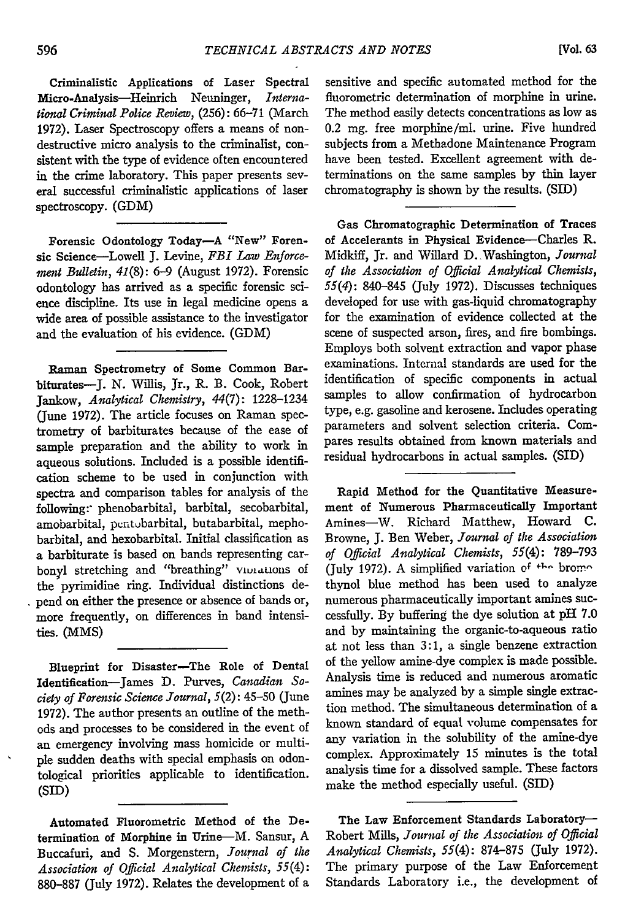**Criminalistic Applications of Laser Spectral Micro-Analysis**—Heinrich Neuninger, *International Criminal Police Review*, (256): 66–71 (March 1972). Laser Spectroscopy offers a means of non-destructive micro analysis to the criminalist, consistent with the type of evidence often encountered in the crime laboratory. This paper presents several successful criminalistic applications of laser spectroscopy. (GDM)

---

**Forensic Odontology Today—A "New" Forensic Science**—Lowell J. Levine, *FBI Law Enforcement Bulletin*, *41*(8): 6–9 (August 1972). Forensic odontology has arrived as a specific forensic science discipline. Its use in legal medicine opens a wide area of possible assistance to the investigator and the evaluation of his evidence. (GDM)

---

**Raman Spectrometry of Some Common Barbiturates**—J. N. Willis, Jr., R. B. Cook, Robert Jankow, *Analytical Chemistry*, *44*(7): 1228–1234 (June 1972). The article focuses on Raman spectrometry of barbiturates because of the ease of sample preparation and the ability to work in aqueous solutions. Included is a possible identification scheme to be used in conjunction with spectra and comparison tables for analysis of the following: phenobarbital, barbital, secobarbital, amobarbital, pentobarbital, butabarbital, mephobarbital, and hexobarbital. Initial classification as a barbiturate is based on bands representing carbonyl stretching and "breathing" vibrations of the pyrimidine ring. Individual distinctions depend on either the presence or absence of bands or, more frequently, on differences in band intensities. (MMS)

---

**Blueprint for Disaster—The Role of Dental Identification**—James D. Purves, *Canadian Society of Forensic Science Journal*, *5*(2): 45–50 (June 1972). The author presents an outline of the methods and processes to be considered in the event of an emergency involving mass homicide or multiple sudden deaths with special emphasis on odontological priorities applicable to identification. (SID)

---

**Automated Fluorometric Method of the Determination of Morphine in Urine**—M. Sansur, A Buccafuri, and S. Morgenstern, *Journal of the Association of Official Analytical Chemists*, *55*(4): 880–887 (July 1972). Relates the development of a sensitive and specific automated method for the fluorometric determination of morphine in urine. The method easily detects concentrations as low as 0.2 mg. free morphine/ml. urine. Five hundred subjects from a Methadone Maintenance Program have been tested. Excellent agreement with determinations on the same samples by thin layer chromatography is shown by the results. (SID)

---

**Gas Chromatographic Determination of Traces of Accelerants in Physical Evidence**—Charles R. Midkiff, Jr. and Willard D. Washington, *Journal of the Association of Official Analytical Chemists*, *55*(4): 840–845 (July 1972). Discusses techniques developed for use with gas-liquid chromatography for the examination of evidence collected at the scene of suspected arson, fires, and fire bombings. Employs both solvent extraction and vapor phase examinations. Internal standards are used for the identification of specific components in actual samples to allow confirmation of hydrocarbon type, e.g. gasoline and kerosene. Includes operating parameters and solvent selection criteria. Compares results obtained from known materials and residual hydrocarbons in actual samples. (SID)

---

**Rapid Method for the Quantitative Measurement of Numerous Pharmaceutically Important Amines**—W. Richard Matthew, Howard C. Browne, J. Ben Weber, *Journal of the Association of Official Analytical Chemists*, *55*(4): 789–793 (July 1972). A simplified variation of the bromothymol blue method has been used to analyze numerous pharmaceutically important amines successfully. By buffering the dye solution at pH 7.0 and by maintaining the organic-to-aqueous ratio at not less than 3:1, a single benzene extraction of the yellow amine-dye complex is made possible. Analysis time is reduced and numerous aromatic amines may be analyzed by a simple single extraction method. The simultaneous determination of a known standard of equal volume compensates for any variation in the solubility of the amine-dye complex. Approximately 15 minutes is the total analysis time for a dissolved sample. These factors make the method especially useful. (SID)

---

**The Law Enforcement Standards Laboratory**—Robert Mills, *Journal of the Association of Official Analytical Chemists*, *55*(4): 874–875 (July 1972). The primary purpose of the Law Enforcement Standards Laboratory i.e., the development of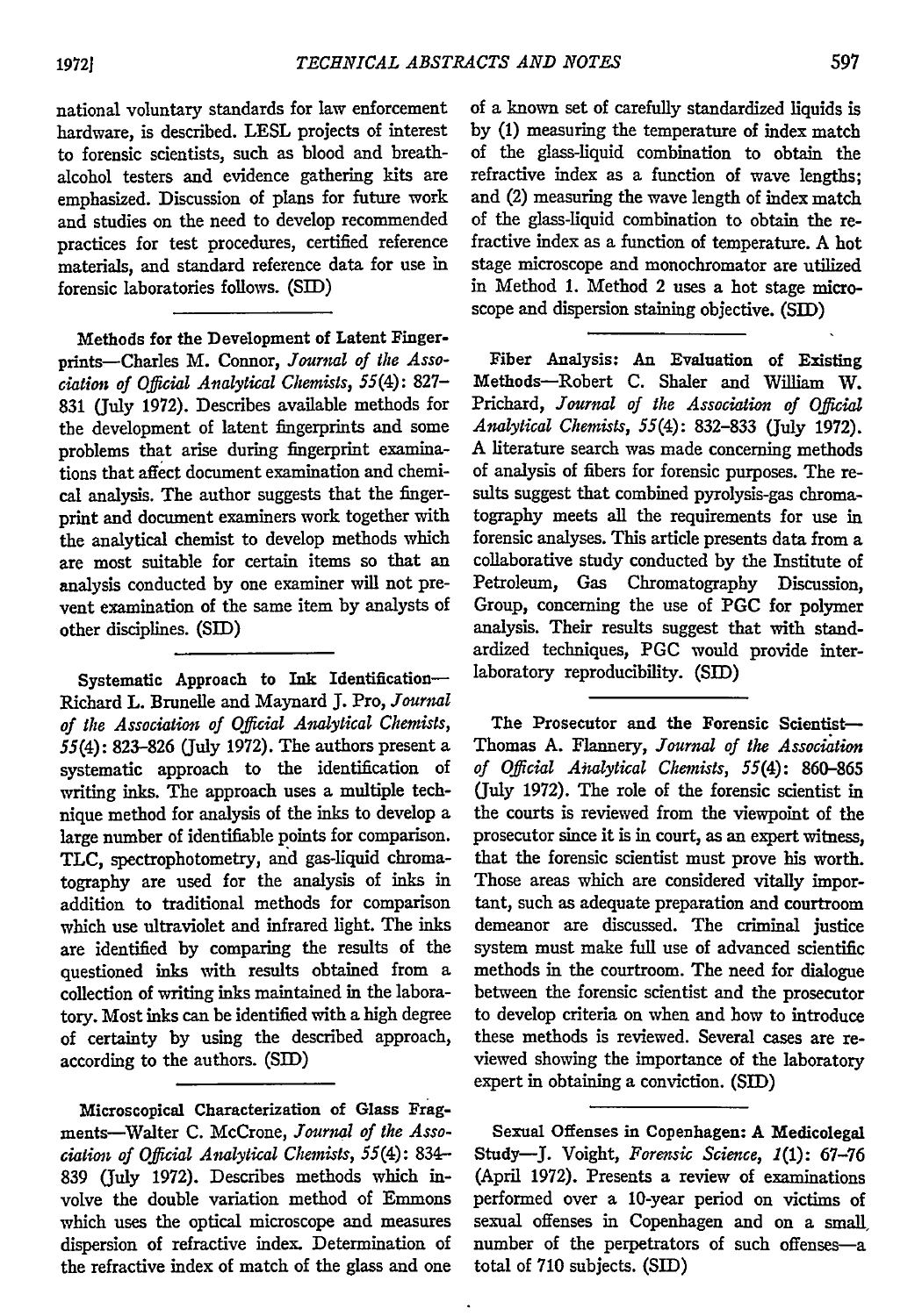national voluntary standards for law enforcement hardware, is described. LESL projects of interest to forensic scientists, such as blood and breath-alcohol testers and evidence gathering kits are emphasized. Discussion of plans for future work and studies on the need to develop recommended practices for test procedures, certified reference materials, and standard reference data for use in forensic laboratories follows. (SID)

---

**Methods for the Development of Latent Fingerprints**—Charles M. Connor, *Journal of the Association of Official Analytical Chemists*, 55(4): 827–831 (July 1972). Describes available methods for the development of latent fingerprints and some problems that arise during fingerprint examinations that affect document examination and chemical analysis. The author suggests that the fingerprint and document examiners work together with the analytical chemist to develop methods which are most suitable for certain items so that an analysis conducted by one examiner will not prevent examination of the same item by analysts of other disciplines. (SID)

---

**Systematic Approach to Ink Identification**—Richard L. Brunelle and Maynard J. Pro, *Journal of the Association of Official Analytical Chemists*, 55(4): 823–826 (July 1972). The authors present a systematic approach to the identification of writing inks. The approach uses a multiple technique method for analysis of the inks to develop a large number of identifiable points for comparison. TLC, spectrophotometry, and gas-liquid chromatography are used for the analysis of inks in addition to traditional methods for comparison which use ultraviolet and infrared light. The inks are identified by comparing the results of the questioned inks with results obtained from a collection of writing inks maintained in the laboratory. Most inks can be identified with a high degree of certainty by using the described approach, according to the authors. (SID)

---

**Microscopical Characterization of Glass Fragments**—Walter C. McCrone, *Journal of the Association of Official Analytical Chemists*, 55(4): 834–839 (July 1972). Describes methods which involve the double variation method of Emmons which uses the optical microscope and measures dispersion of refractive index. Determination of the refractive index of match of the glass and one of a known set of carefully standardized liquids is by (1) measuring the temperature of index match of the glass-liquid combination to obtain the refractive index as a function of wave lengths; and (2) measuring the wave length of index match of the glass-liquid combination to obtain the refractive index as a function of temperature. A hot stage microscope and monochromator are utilized in Method 1. Method 2 uses a hot stage microscope and dispersion staining objective. (SID)

---

**Fiber Analysis: An Evaluation of Existing Methods**—Robert C. Shaler and William W. Prichard, *Journal of the Association of Official Analytical Chemists*, 55(4): 832–833 (July 1972). A literature search was made concerning methods of analysis of fibers for forensic purposes. The results suggest that combined pyrolysis-gas chromatography meets all the requirements for use in forensic analyses. This article presents data from a collaborative study conducted by the Institute of Petroleum, Gas Chromatography Discussion, Group, concerning the use of PGC for polymer analysis. Their results suggest that with standardized techniques, PGC would provide interlaboratory reproducibility. (SID)

---

**The Prosecutor and the Forensic Scientist**—Thomas A. Flannery, *Journal of the Association of Official Analytical Chemists*, 55(4): 860–865 (July 1972). The role of the forensic scientist in the courts is reviewed from the viewpoint of the prosecutor since it is in court, as an expert witness, that the forensic scientist must prove his worth. Those areas which are considered vitally important, such as adequate preparation and courtroom demeanor are discussed. The criminal justice system must make full use of advanced scientific methods in the courtroom. The need for dialogue between the forensic scientist and the prosecutor to develop criteria on when and how to introduce these methods is reviewed. Several cases are reviewed showing the importance of the laboratory expert in obtaining a conviction. (SID)

---

**Sexual Offenses in Copenhagen: A Medicolegal Study**—J. Voight, *Forensic Science*, 1(1): 67–76 (April 1972). Presents a review of examinations performed over a 10-year period on victims of sexual offenses in Copenhagen and on a small number of the perpetrators of such offenses—a total of 710 subjects. (SID)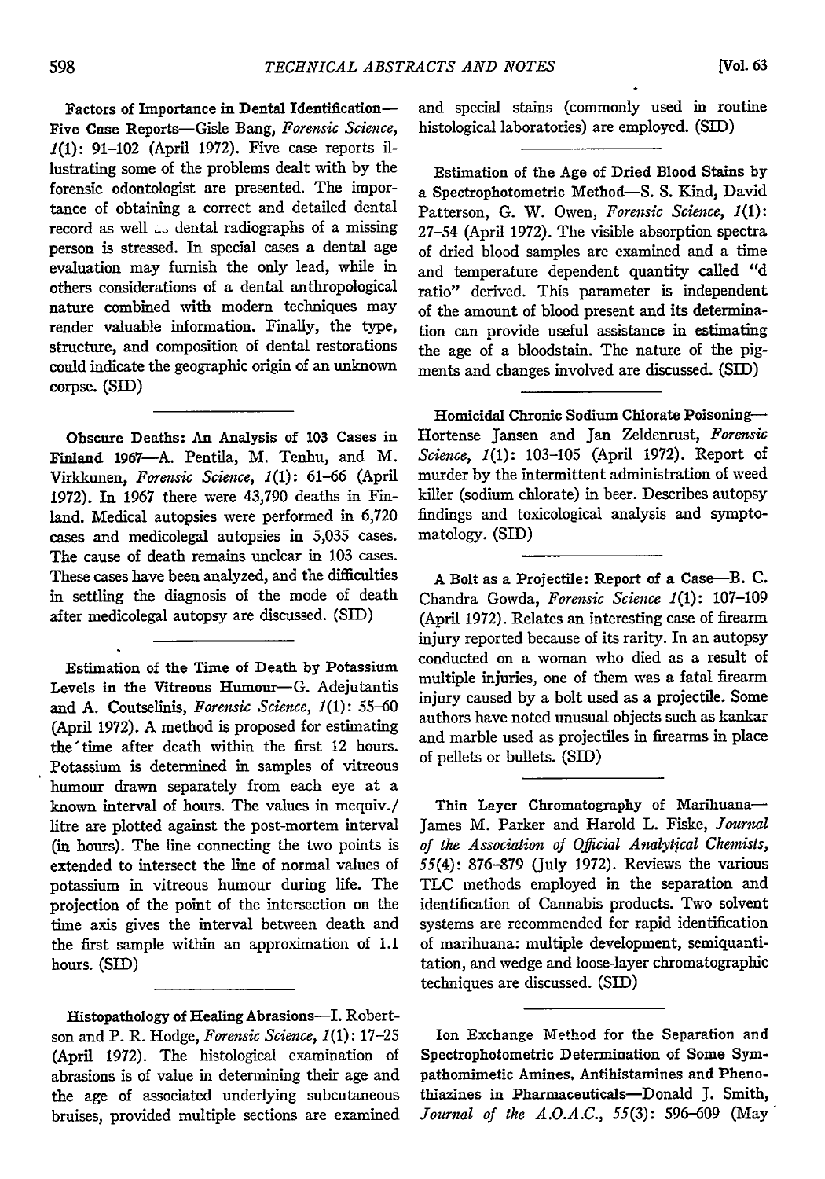**Factors of Importance in Dental Identification—Five Case Reports**—Gisle Bang, *Forensic Science*, *1*(1): 91–102 (April 1972). Five case reports illustrating some of the problems dealt with by the forensic odontologist are presented. The importance of obtaining a correct and detailed dental record as well as dental radiographs of a missing person is stressed. In special cases a dental age evaluation may furnish the only lead, while in others considerations of a dental anthropological nature combined with modern techniques may render valuable information. Finally, the type, structure, and composition of dental restorations could indicate the geographic origin of an unknown corpse. (SID)

**Obscure Deaths: An Analysis of 103 Cases in Finland 1967**—A. Pentila, M. Tenhu, and M. Virkkunen, *Forensic Science*, *1*(1): 61–66 (April 1972). In 1967 there were 43,790 deaths in Finland. Medical autopsies were performed in 6,720 cases and medicolegal autopsies in 5,035 cases. The cause of death remains unclear in 103 cases. These cases have been analyzed, and the difficulties in settling the diagnosis of the mode of death after medicolegal autopsy are discussed. (SID)

**Estimation of the Time of Death by Potassium Levels in the Vitreous Humour**—G. Adejutantis and A. Coutselinis, *Forensic Science*, *1*(1): 55–60 (April 1972). A method is proposed for estimating the time after death within the first 12 hours. Potassium is determined in samples of vitreous humour drawn separately from each eye at a known interval of hours. The values in mequiv./litre are plotted against the post-mortem interval (in hours). The line connecting the two points is extended to intersect the line of normal values of potassium in vitreous humour during life. The projection of the point of the intersection on the time axis gives the interval between death and the first sample within an approximation of 1.1 hours. (SID)

**Histopathology of Healing Abrasions**—I. Robertson and P. R. Hodge, *Forensic Science*, *1*(1): 17–25 (April 1972). The histological examination of abrasions is of value in determining their age and the age of associated underlying subcutaneous bruises, provided multiple sections are examined and special stains (commonly used in routine histological laboratories) are employed. (SID)

**Estimation of the Age of Dried Blood Stains by a Spectrophotometric Method**—S. S. Kind, David Patterson, G. W. Owen, *Forensic Science*, *1*(1): 27–54 (April 1972). The visible absorption spectra of dried blood samples are examined and a time and temperature dependent quantity called "d ratio" derived. This parameter is independent of the amount of blood present and its determination can provide useful assistance in estimating the age of a bloodstain. The nature of the pigments and changes involved are discussed. (SID)

**Homicidal Chronic Sodium Chlorate Poisoning**—Hortense Jansen and Jan Zeldenrust, *Forensic Science*, *1*(1): 103–105 (April 1972). Report of murder by the intermittent administration of weed killer (sodium chlorate) in beer. Describes autopsy findings and toxicological analysis and symptomatology. (SID)

**A Bolt as a Projectile: Report of a Case**—B. C. Chandra Gowda, *Forensic Science* *1*(1): 107–109 (April 1972). Relates an interesting case of firearm injury reported because of its rarity. In an autopsy conducted on a woman who died as a result of multiple injuries, one of them was a fatal firearm injury caused by a bolt used as a projectile. Some authors have noted unusual objects such as kankar and marble used as projectiles in firearms in place of pellets or bullets. (SID)

**Thin Layer Chromatography of Marihuana**—James M. Parker and Harold L. Fiske, *Journal of the Association of Official Analytical Chemists*, *55*(4): 876–879 (July 1972). Reviews the various TLC methods employed in the separation and identification of Cannabis products. Two solvent systems are recommended for rapid identification of marihuana: multiple development, semiquantitation, and wedge and loose-layer chromatographic techniques are discussed. (SID)

**Ion Exchange Method for the Separation and Spectrophotometric Determination of Some Sympathomimetic Amines, Antihistamines and Phenothiazines in Pharmaceuticals**—Donald J. Smith, *Journal of the A.O.A.C.*, *55*(3): 596–609 (May